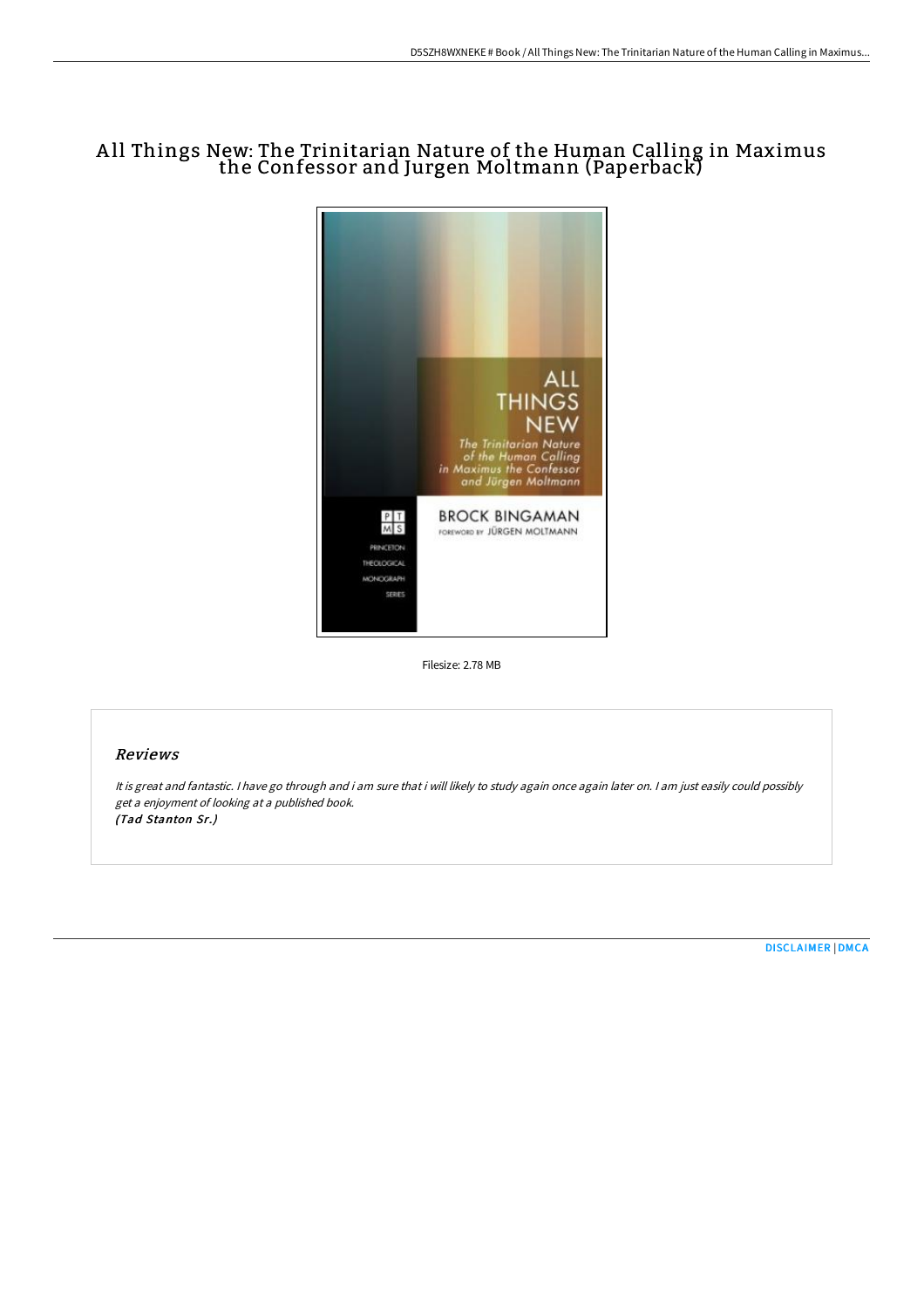# All Things New: The Trinitarian Nature of the Human Calling in Maximus the Confessor and Jurgen Moltmann (Paperback)

Filesize: 2.78 MB

## Reviews

*It is great and fantastic. I have go through and i am sure that i will likely to study again once again later on. I am just easily could possibly get a enjoyment of looking at a published book.*
*(Tad Stanton Sr.)*

DISCLAIMER | DMCA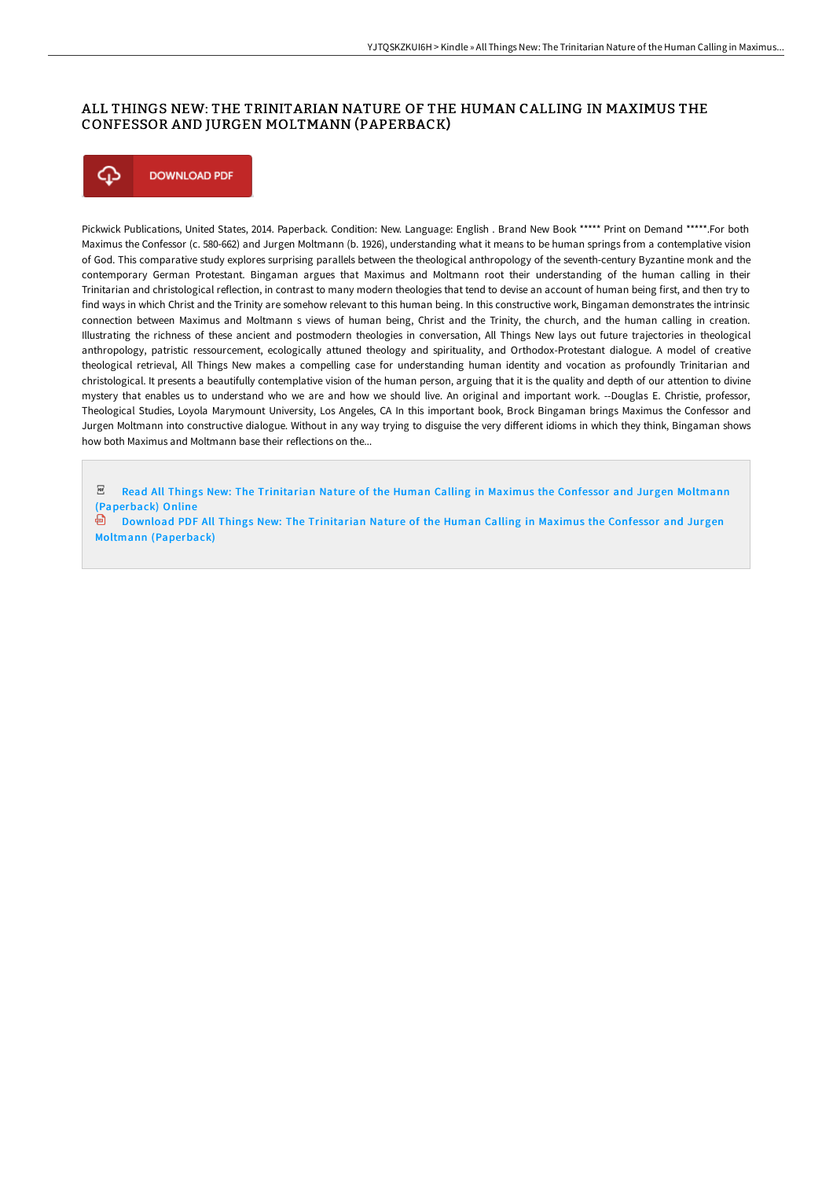# ALL THINGS NEW: THE TRINITARIAN NATURE OF THE HUMAN CALLING IN MAXIMUS THE CONFESSOR AND JURGEN MOLTMANN (PAPERBACK)

DOWNLOAD PDF

Pickwick Publications, United States, 2014. Paperback. Condition: New. Language: English . Brand New Book ***** Print on Demand *****.For both Maximus the Confessor (c. 580-662) and Jurgen Moltmann (b. 1926), understanding what it means to be human springs from a contemplative vision of God. This comparative study explores surprising parallels between the theological anthropology of the seventh-century Byzantine monk and the contemporary German Protestant. Bingaman argues that Maximus and Moltmann root their understanding of the human calling in their Trinitarian and christological reflection, in contrast to many modern theologies that tend to devise an account of human being first, and then try to find ways in which Christ and the Trinity are somehow relevant to this human being. In this constructive work, Bingaman demonstrates the intrinsic connection between Maximus and Moltmann s views of human being, Christ and the Trinity, the church, and the human calling in creation. Illustrating the richness of these ancient and postmodern theologies in conversation, All Things New lays out future trajectories in theological anthropology, patristic ressourcement, ecologically attuned theology and spirituality, and Orthodox-Protestant dialogue. A model of creative theological retrieval, All Things New makes a compelling case for understanding human identity and vocation as profoundly Trinitarian and christological. It presents a beautifully contemplative vision of the human person, arguing that it is the quality and depth of our attention to divine mystery that enables us to understand who we are and how we should live. An original and important work. --Douglas E. Christie, professor, Theological Studies, Loyola Marymount University, Los Angeles, CA In this important book, Brock Bingaman brings Maximus the Confessor and Jurgen Moltmann into constructive dialogue. Without in any way trying to disguise the very different idioms in which they think, Bingaman shows how both Maximus and Moltmann base their reflections on the...

Read All Things New: The Trinitarian Nature of the Human Calling in Maximus the Confessor and Jurgen Moltmann (Paperback) Online

Download PDF All Things New: The Trinitarian Nature of the Human Calling in Maximus the Confessor and Jurgen Moltmann (Paperback)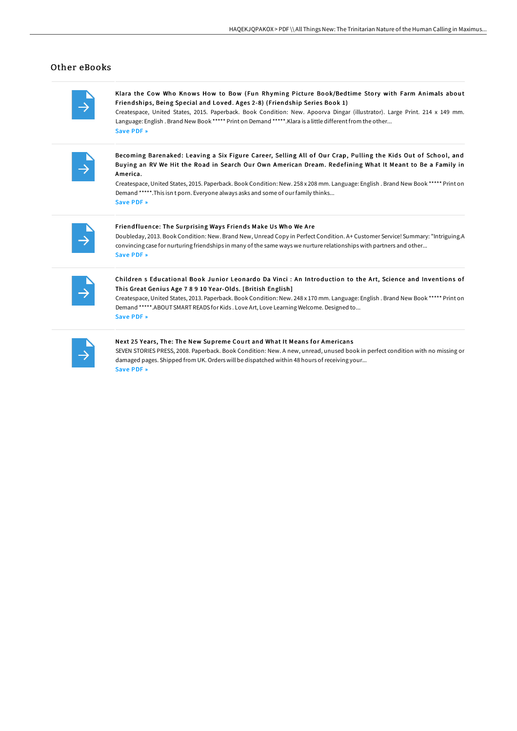## Other eBooks

**Klara the Cow Who Knows How to Bow (Fun Rhyming Picture Book/Bedtime Story with Farm Animals about Friendships, Being Special and Loved. Ages 2-8) (Friendship Series Book 1)**

Createspace, United States, 2015. Paperback. Book Condition: New. Apoorva Dingar (illustrator). Large Print. 214 x 149 mm. Language: English . Brand New Book ***** Print on Demand *****.Klara is a little different from the other...

Save PDF »

**Becoming Barenaked: Leaving a Six Figure Career, Selling All of Our Crap, Pulling the Kids Out of School, and Buying an RV We Hit the Road in Search Our Own American Dream. Redefining What It Meant to Be a Family in America.**

Createspace, United States, 2015. Paperback. Book Condition: New. 258 x 208 mm. Language: English . Brand New Book ***** Print on Demand *****.This isn t porn. Everyone always asks and some of our family thinks...

Save PDF »

**Friendfluence: The Surprising Ways Friends Make Us Who We Are**

Doubleday, 2013. Book Condition: New. Brand New, Unread Copy in Perfect Condition. A+ Customer Service! Summary: "Intriguing.A convincing case for nurturing friendships in many of the same ways we nurture relationships with partners and other...

Save PDF »

**Children s Educational Book Junior Leonardo Da Vinci : An Introduction to the Art, Science and Inventions of This Great Genius Age 7 8 9 10 Year-Olds. [British English]**

Createspace, United States, 2013. Paperback. Book Condition: New. 248 x 170 mm. Language: English . Brand New Book ***** Print on Demand *****.ABOUT SMART READS for Kids . Love Art, Love Learning Welcome. Designed to...

Save PDF »

**Next 25 Years, The: The New Supreme Court and What It Means for Americans**

SEVEN STORIES PRESS, 2008. Paperback. Book Condition: New. A new, unread, unused book in perfect condition with no missing or damaged pages. Shipped from UK. Orders will be dispatched within 48 hours of receiving your...

Save PDF »